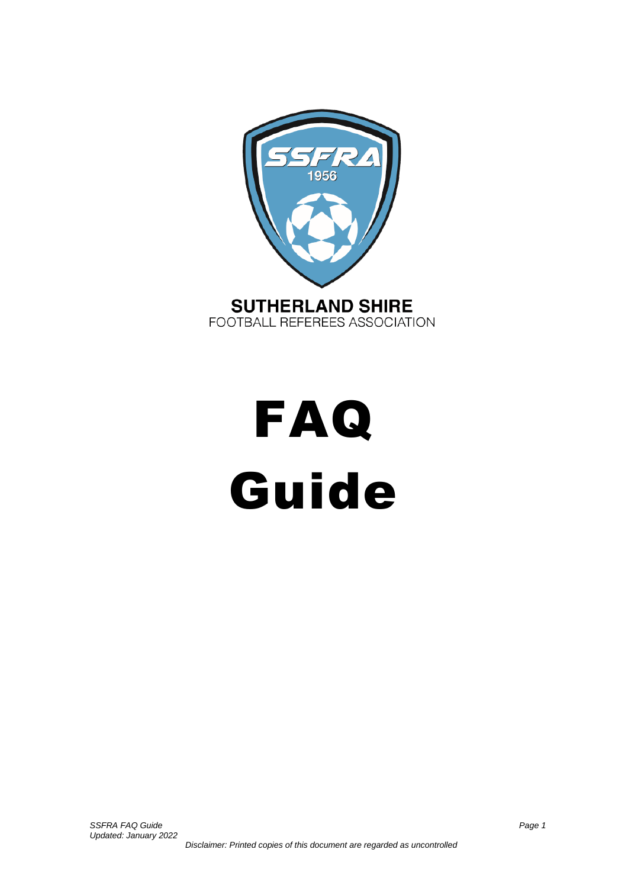SSFRA
1956

**SUTHERLAND SHIRE**
FOOTBALL REFEREES ASSOCIATION

# FAQ Guide

*SSFRA FAQ Guide*
*Updated: January 2022*

*Disclaimer: Printed copies of this document are regarded as uncontrolled*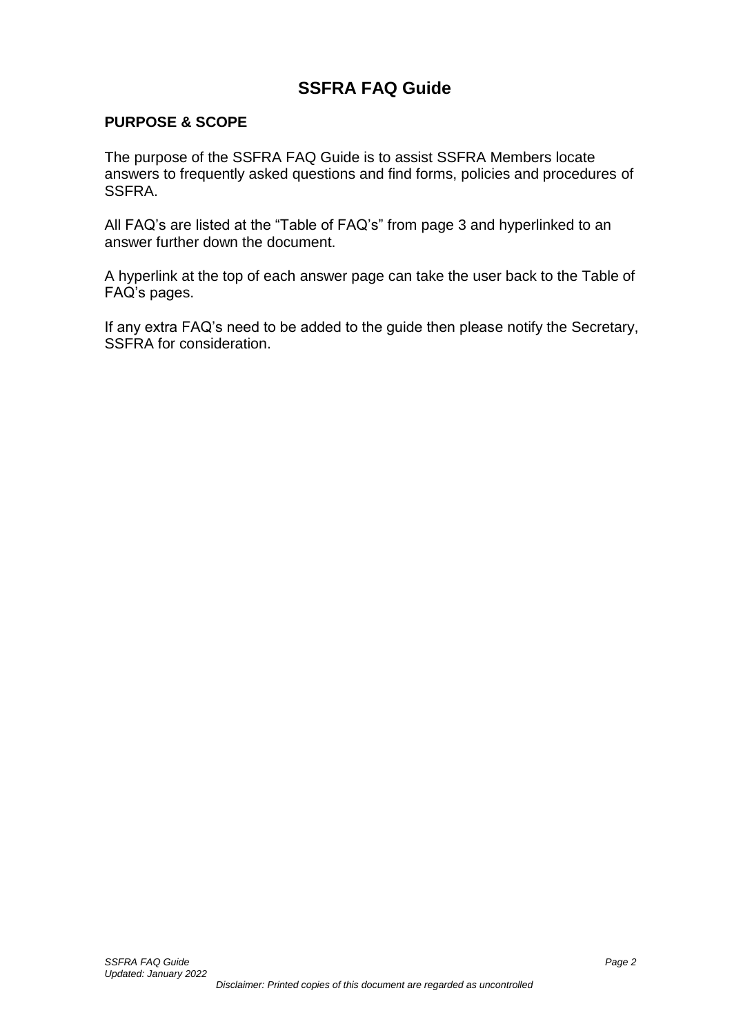# SSFRA FAQ Guide

## PURPOSE & SCOPE

The purpose of the SSFRA FAQ Guide is to assist SSFRA Members locate answers to frequently asked questions and find forms, policies and procedures of SSFRA.

All FAQ's are listed at the "Table of FAQ's" from page 3 and hyperlinked to an answer further down the document.

A hyperlink at the top of each answer page can take the user back to the Table of FAQ's pages.

If any extra FAQ's need to be added to the guide then please notify the Secretary, SSFRA for consideration.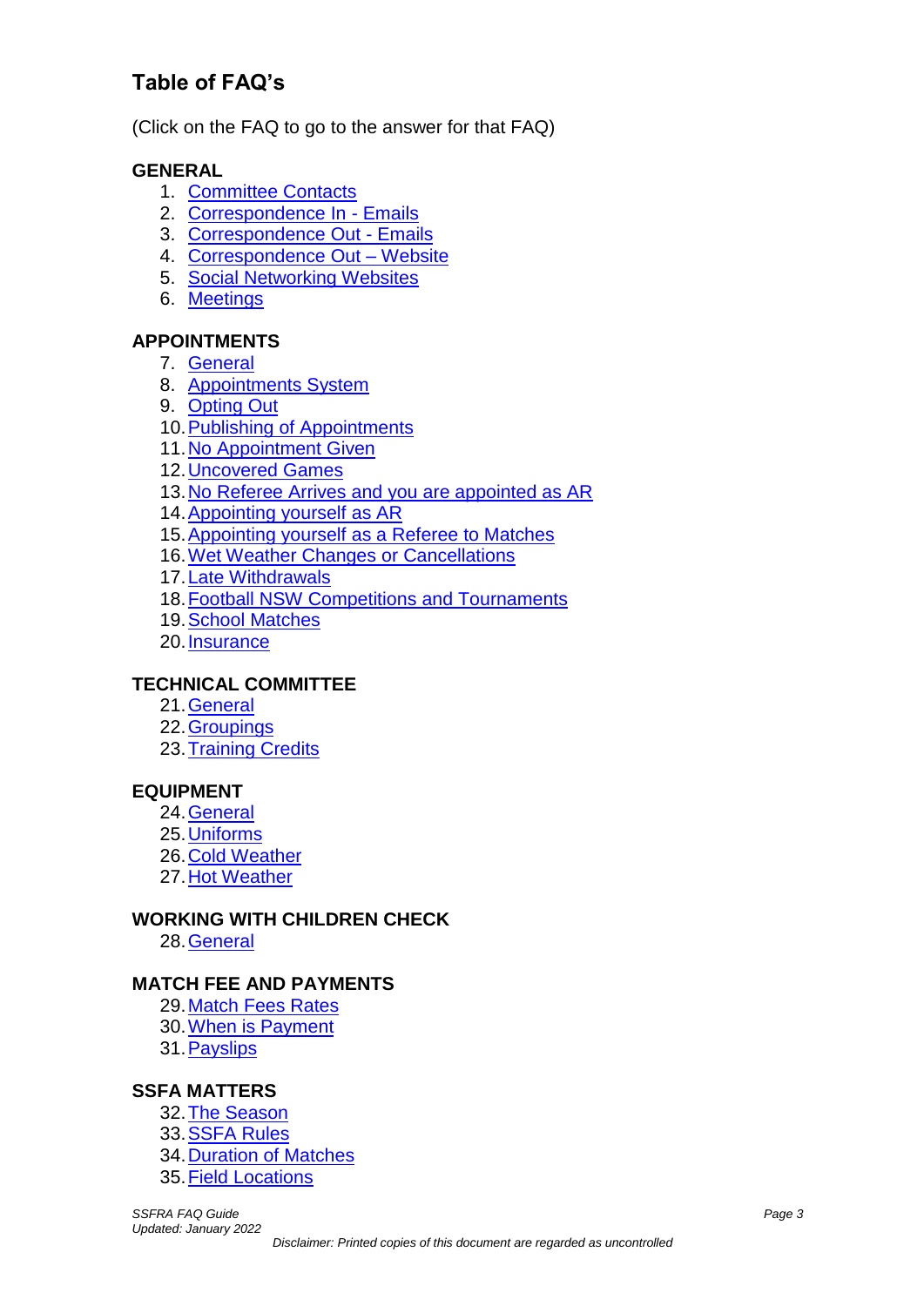## Table of FAQ's

(Click on the FAQ to go to the answer for that FAQ)

**GENERAL**

1. Committee Contacts
2. Correspondence In - Emails
3. Correspondence Out - Emails
4. Correspondence Out – Website
5. Social Networking Websites
6. Meetings

**APPOINTMENTS**

7. General
8. Appointments System
9. Opting Out
10. Publishing of Appointments
11. No Appointment Given
12. Uncovered Games
13. No Referee Arrives and you are appointed as AR
14. Appointing yourself as AR
15. Appointing yourself as a Referee to Matches
16. Wet Weather Changes or Cancellations
17. Late Withdrawals
18. Football NSW Competitions and Tournaments
19. School Matches
20. Insurance

**TECHNICAL COMMITTEE**

21. General
22. Groupings
23. Training Credits

**EQUIPMENT**

24. General
25. Uniforms
26. Cold Weather
27. Hot Weather

**WORKING WITH CHILDREN CHECK**

28. General

**MATCH FEE AND PAYMENTS**

29. Match Fees Rates
30. When is Payment
31. Payslips

**SSFA MATTERS**

32. The Season
33. SSFA Rules
34. Duration of Matches
35. Field Locations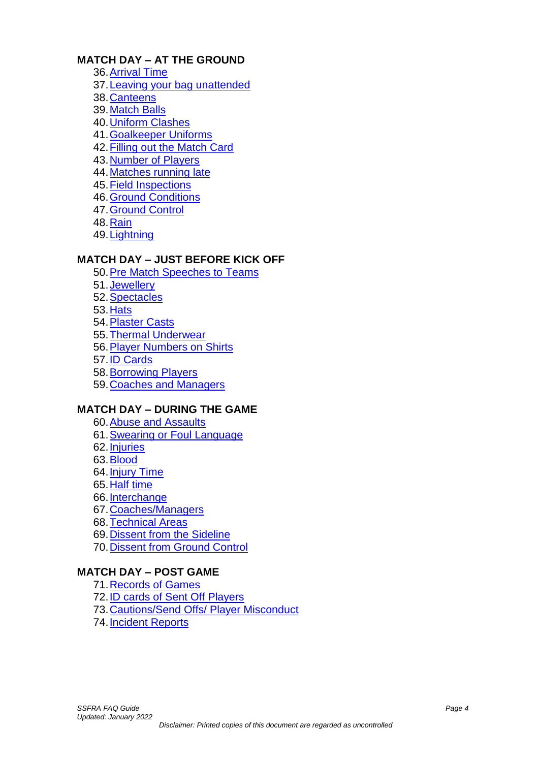## MATCH DAY – AT THE GROUND

36. Arrival Time
37. Leaving your bag unattended
38. Canteens
39. Match Balls
40. Uniform Clashes
41. Goalkeeper Uniforms
42. Filling out the Match Card
43. Number of Players
44. Matches running late
45. Field Inspections
46. Ground Conditions
47. Ground Control
48. Rain
49. Lightning

## MATCH DAY – JUST BEFORE KICK OFF

50. Pre Match Speeches to Teams
51. Jewellery
52. Spectacles
53. Hats
54. Plaster Casts
55. Thermal Underwear
56. Player Numbers on Shirts
57. ID Cards
58. Borrowing Players
59. Coaches and Managers

## MATCH DAY – DURING THE GAME

60. Abuse and Assaults
61. Swearing or Foul Language
62. Injuries
63. Blood
64. Injury Time
65. Half time
66. Interchange
67. Coaches/Managers
68. Technical Areas
69. Dissent from the Sideline
70. Dissent from Ground Control

## MATCH DAY – POST GAME

71. Records of Games
72. ID cards of Sent Off Players
73. Cautions/Send Offs/ Player Misconduct
74. Incident Reports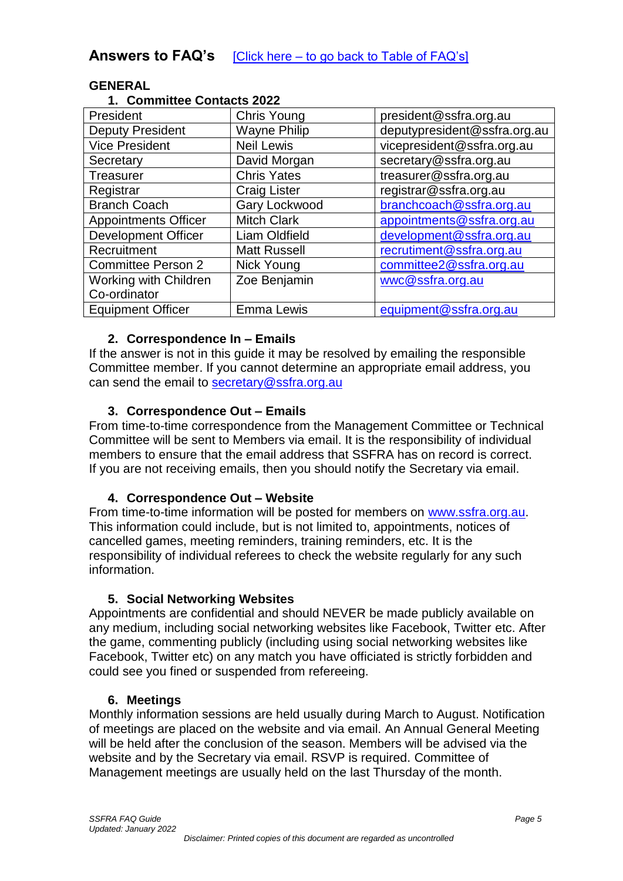## Answers to FAQ's [Click here – to go back to Table of FAQ's]

### GENERAL

#### 1. Committee Contacts 2022

| | | |
|---|---|---|
| President | Chris Young | president@ssfra.org.au |
| Deputy President | Wayne Philip | deputypresident@ssfra.org.au |
| Vice President | Neil Lewis | vicepresident@ssfra.org.au |
| Secretary | David Morgan | secretary@ssfra.org.au |
| Treasurer | Chris Yates | treasurer@ssfra.org.au |
| Registrar | Craig Lister | registrar@ssfra.org.au |
| Branch Coach | Gary Lockwood | branchcoach@ssfra.org.au |
| Appointments Officer | Mitch Clark | appointments@ssfra.org.au |
| Development Officer | Liam Oldfield | development@ssfra.org.au |
| Recruitment | Matt Russell | recrutiment@ssfra.org.au |
| Committee Person 2 | Nick Young | committee2@ssfra.org.au |
| Working with Children Co-ordinator | Zoe Benjamin | wwc@ssfra.org.au |
| Equipment Officer | Emma Lewis | equipment@ssfra.org.au |

#### 2. Correspondence In – Emails

If the answer is not in this guide it may be resolved by emailing the responsible Committee member. If you cannot determine an appropriate email address, you can send the email to secretary@ssfra.org.au

#### 3. Correspondence Out – Emails

From time-to-time correspondence from the Management Committee or Technical Committee will be sent to Members via email. It is the responsibility of individual members to ensure that the email address that SSFRA has on record is correct. If you are not receiving emails, then you should notify the Secretary via email.

#### 4. Correspondence Out – Website

From time-to-time information will be posted for members on www.ssfra.org.au. This information could include, but is not limited to, appointments, notices of cancelled games, meeting reminders, training reminders, etc. It is the responsibility of individual referees to check the website regularly for any such information.

#### 5. Social Networking Websites

Appointments are confidential and should NEVER be made publicly available on any medium, including social networking websites like Facebook, Twitter etc. After the game, commenting publicly (including using social networking websites like Facebook, Twitter etc) on any match you have officiated is strictly forbidden and could see you fined or suspended from refereeing.

#### 6. Meetings

Monthly information sessions are held usually during March to August. Notification of meetings are placed on the website and via email. An Annual General Meeting will be held after the conclusion of the season. Members will be advised via the website and by the Secretary via email. RSVP is required. Committee of Management meetings are usually held on the last Thursday of the month.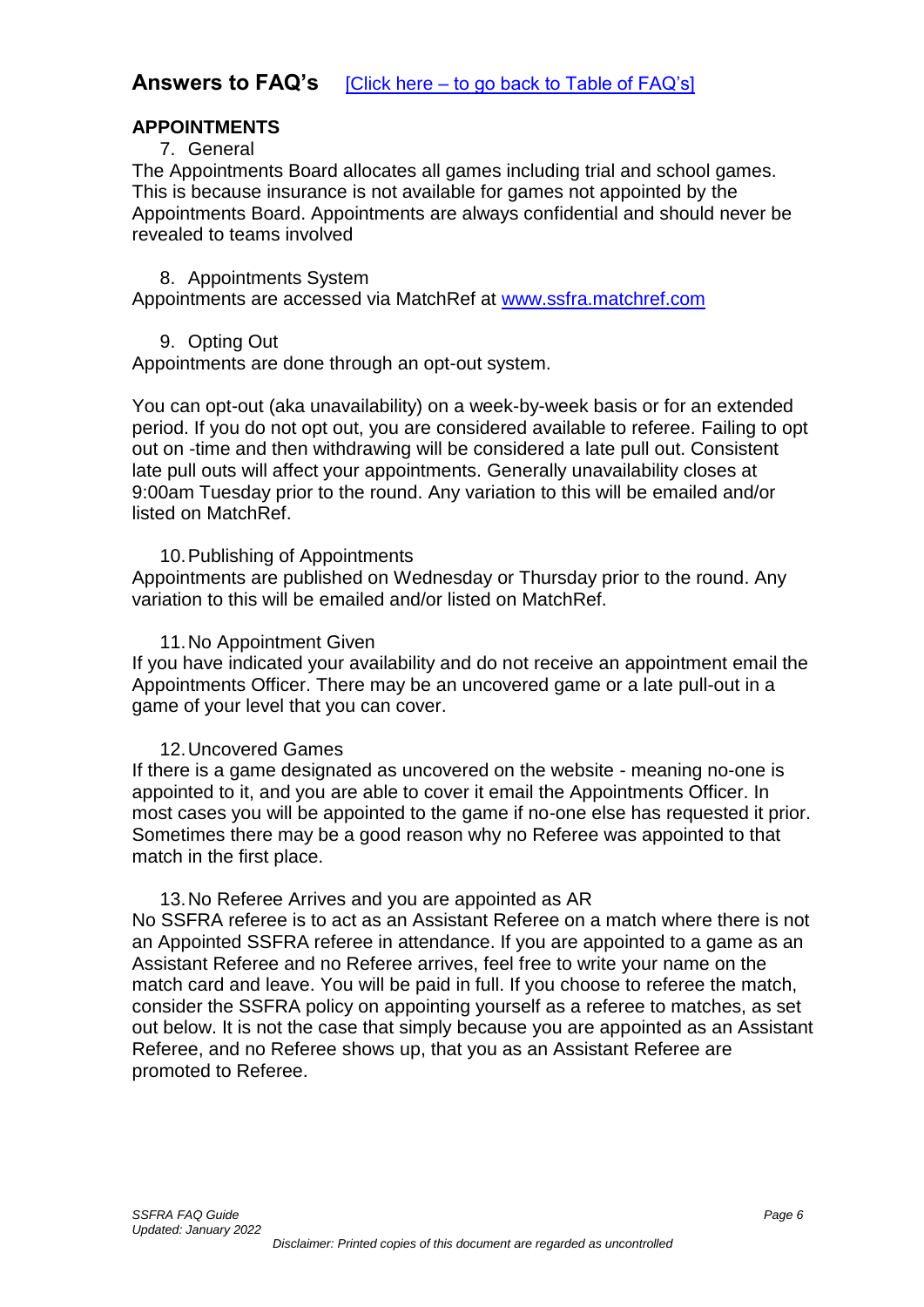## Answers to FAQ's [Click here – to go back to Table of FAQ's]

### APPOINTMENTS

7. General

The Appointments Board allocates all games including trial and school games. This is because insurance is not available for games not appointed by the Appointments Board. Appointments are always confidential and should never be revealed to teams involved

8. Appointments System

Appointments are accessed via MatchRef at www.ssfra.matchref.com

9. Opting Out

Appointments are done through an opt-out system.

You can opt-out (aka unavailability) on a week-by-week basis or for an extended period. If you do not opt out, you are considered available to referee. Failing to opt out on -time and then withdrawing will be considered a late pull out. Consistent late pull outs will affect your appointments. Generally unavailability closes at 9:00am Tuesday prior to the round. Any variation to this will be emailed and/or listed on MatchRef.

10. Publishing of Appointments

Appointments are published on Wednesday or Thursday prior to the round. Any variation to this will be emailed and/or listed on MatchRef.

11. No Appointment Given

If you have indicated your availability and do not receive an appointment email the Appointments Officer. There may be an uncovered game or a late pull-out in a game of your level that you can cover.

12. Uncovered Games

If there is a game designated as uncovered on the website - meaning no-one is appointed to it, and you are able to cover it email the Appointments Officer. In most cases you will be appointed to the game if no-one else has requested it prior. Sometimes there may be a good reason why no Referee was appointed to that match in the first place.

13. No Referee Arrives and you are appointed as AR

No SSFRA referee is to act as an Assistant Referee on a match where there is not an Appointed SSFRA referee in attendance. If you are appointed to a game as an Assistant Referee and no Referee arrives, feel free to write your name on the match card and leave. You will be paid in full. If you choose to referee the match, consider the SSFRA policy on appointing yourself as a referee to matches, as set out below. It is not the case that simply because you are appointed as an Assistant Referee, and no Referee shows up, that you as an Assistant Referee are promoted to Referee.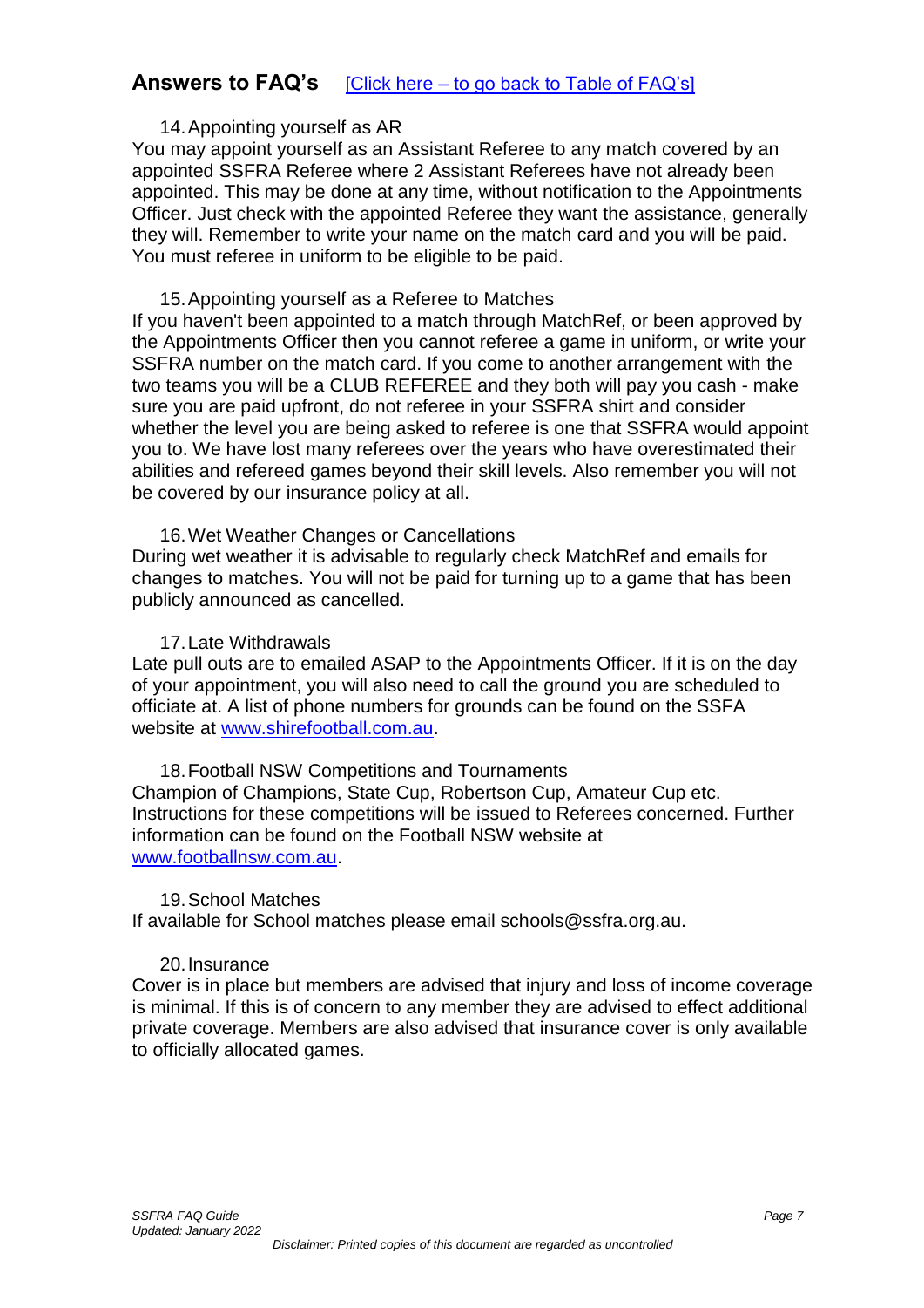## Answers to FAQ's [Click here – to go back to Table of FAQ's]

14. Appointing yourself as AR

You may appoint yourself as an Assistant Referee to any match covered by an appointed SSFRA Referee where 2 Assistant Referees have not already been appointed. This may be done at any time, without notification to the Appointments Officer. Just check with the appointed Referee they want the assistance, generally they will. Remember to write your name on the match card and you will be paid. You must referee in uniform to be eligible to be paid.

15. Appointing yourself as a Referee to Matches

If you haven't been appointed to a match through MatchRef, or been approved by the Appointments Officer then you cannot referee a game in uniform, or write your SSFRA number on the match card. If you come to another arrangement with the two teams you will be a CLUB REFEREE and they both will pay you cash - make sure you are paid upfront, do not referee in your SSFRA shirt and consider whether the level you are being asked to referee is one that SSFRA would appoint you to. We have lost many referees over the years who have overestimated their abilities and refereed games beyond their skill levels. Also remember you will not be covered by our insurance policy at all.

16. Wet Weather Changes or Cancellations

During wet weather it is advisable to regularly check MatchRef and emails for changes to matches. You will not be paid for turning up to a game that has been publicly announced as cancelled.

17. Late Withdrawals

Late pull outs are to emailed ASAP to the Appointments Officer. If it is on the day of your appointment, you will also need to call the ground you are scheduled to officiate at. A list of phone numbers for grounds can be found on the SSFA website at www.shirefootball.com.au.

18. Football NSW Competitions and Tournaments

Champion of Champions, State Cup, Robertson Cup, Amateur Cup etc. Instructions for these competitions will be issued to Referees concerned. Further information can be found on the Football NSW website at www.footballnsw.com.au.

19. School Matches

If available for School matches please email schools@ssfra.org.au.

20. Insurance

Cover is in place but members are advised that injury and loss of income coverage is minimal. If this is of concern to any member they are advised to effect additional private coverage. Members are also advised that insurance cover is only available to officially allocated games.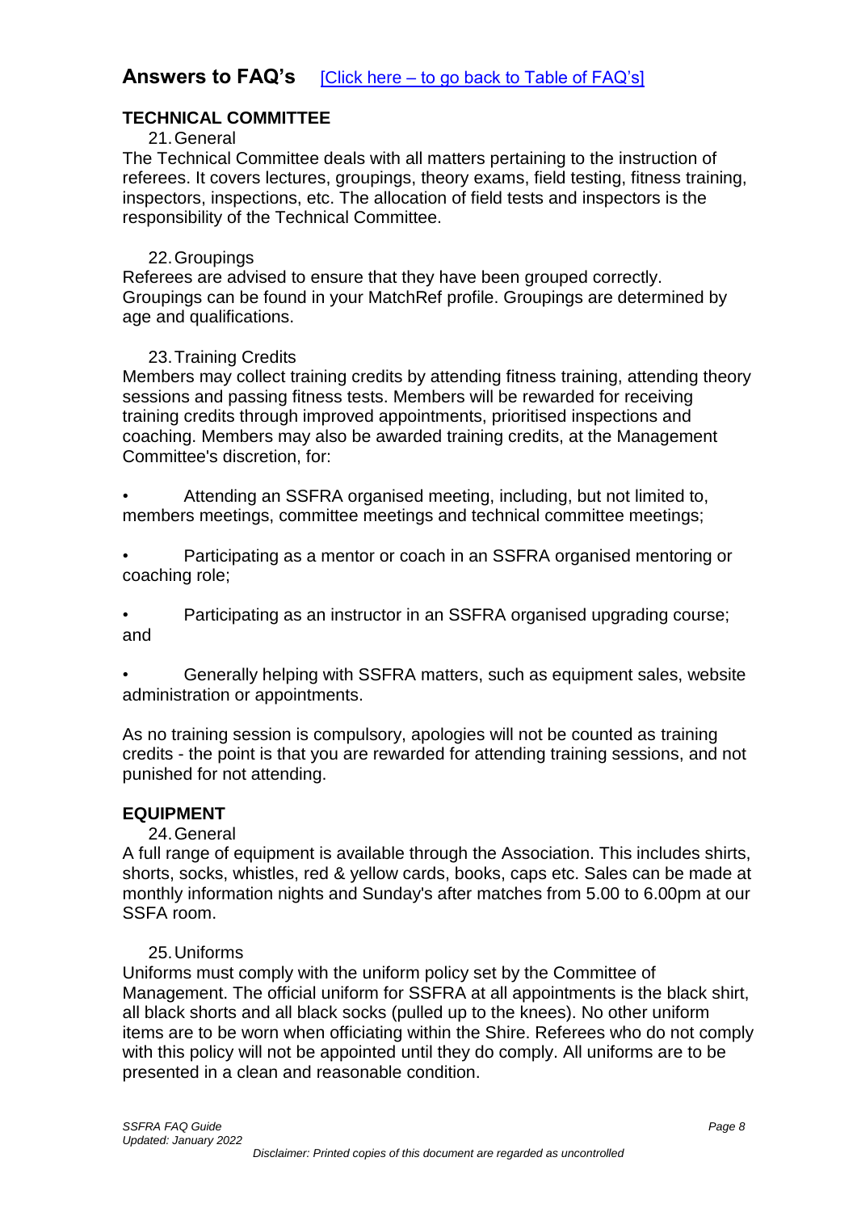## Answers to FAQ's [Click here – to go back to Table of FAQ's]

### TECHNICAL COMMITTEE

21. General

The Technical Committee deals with all matters pertaining to the instruction of referees. It covers lectures, groupings, theory exams, field testing, fitness training, inspectors, inspections, etc. The allocation of field tests and inspectors is the responsibility of the Technical Committee.

22. Groupings

Referees are advised to ensure that they have been grouped correctly. Groupings can be found in your MatchRef profile. Groupings are determined by age and qualifications.

23. Training Credits

Members may collect training credits by attending fitness training, attending theory sessions and passing fitness tests. Members will be rewarded for receiving training credits through improved appointments, prioritised inspections and coaching. Members may also be awarded training credits, at the Management Committee's discretion, for:

- Attending an SSFRA organised meeting, including, but not limited to, members meetings, committee meetings and technical committee meetings;
- Participating as a mentor or coach in an SSFRA organised mentoring or coaching role;
- Participating as an instructor in an SSFRA organised upgrading course; and
- Generally helping with SSFRA matters, such as equipment sales, website administration or appointments.

As no training session is compulsory, apologies will not be counted as training credits - the point is that you are rewarded for attending training sessions, and not punished for not attending.

### EQUIPMENT

24. General

A full range of equipment is available through the Association. This includes shirts, shorts, socks, whistles, red & yellow cards, books, caps etc. Sales can be made at monthly information nights and Sunday's after matches from 5.00 to 6.00pm at our SSFA room.

25. Uniforms

Uniforms must comply with the uniform policy set by the Committee of Management. The official uniform for SSFRA at all appointments is the black shirt, all black shorts and all black socks (pulled up to the knees). No other uniform items are to be worn when officiating within the Shire. Referees who do not comply with this policy will not be appointed until they do comply. All uniforms are to be presented in a clean and reasonable condition.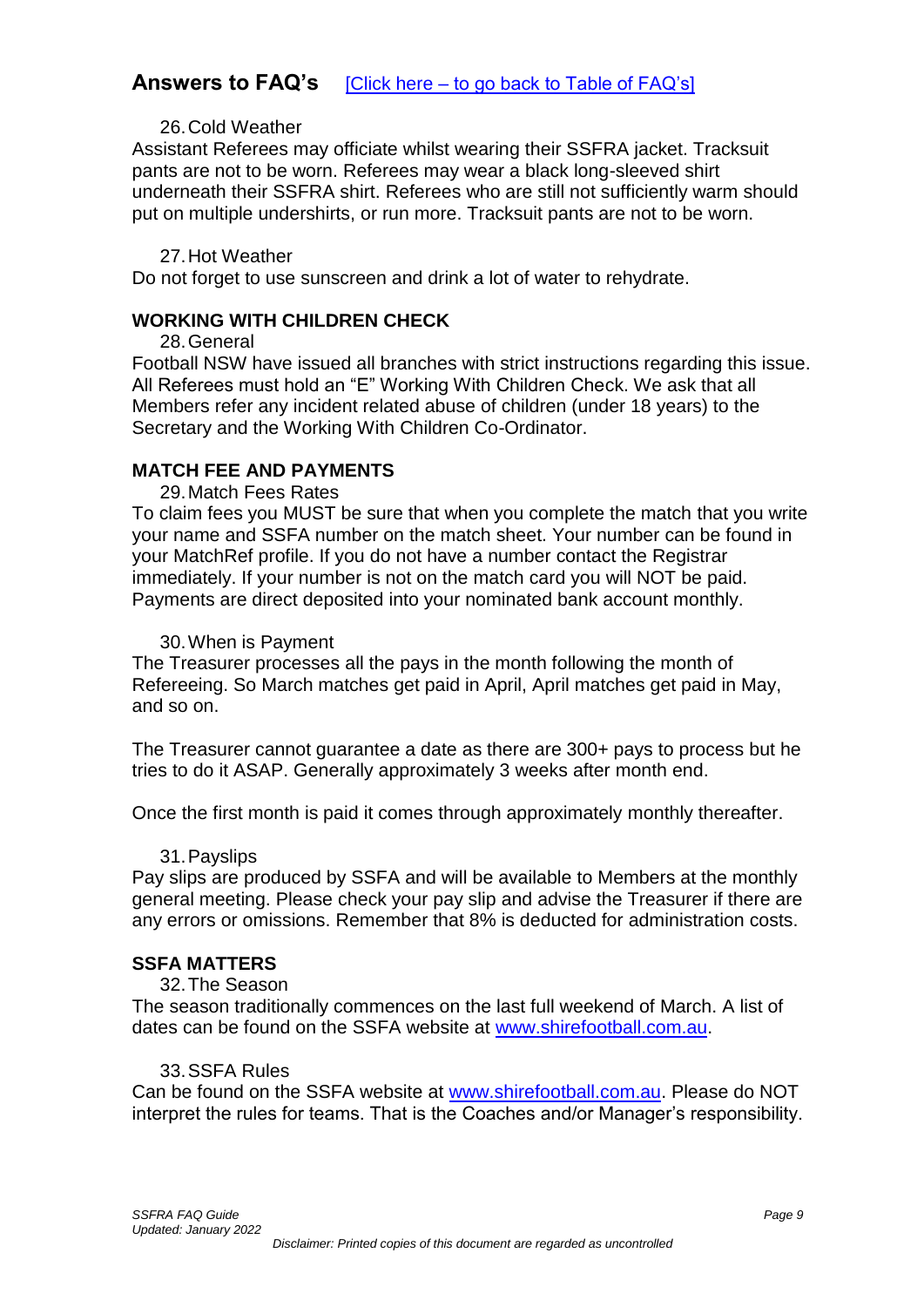## Answers to FAQ's [Click here – to go back to Table of FAQ's]

26. Cold Weather

Assistant Referees may officiate whilst wearing their SSFRA jacket. Tracksuit pants are not to be worn. Referees may wear a black long-sleeved shirt underneath their SSFRA shirt. Referees who are still not sufficiently warm should put on multiple undershirts, or run more. Tracksuit pants are not to be worn.

27. Hot Weather

Do not forget to use sunscreen and drink a lot of water to rehydrate.

### WORKING WITH CHILDREN CHECK

28. General

Football NSW have issued all branches with strict instructions regarding this issue. All Referees must hold an "E" Working With Children Check. We ask that all Members refer any incident related abuse of children (under 18 years) to the Secretary and the Working With Children Co-Ordinator.

### MATCH FEE AND PAYMENTS

29. Match Fees Rates

To claim fees you MUST be sure that when you complete the match that you write your name and SSFA number on the match sheet. Your number can be found in your MatchRef profile. If you do not have a number contact the Registrar immediately. If your number is not on the match card you will NOT be paid. Payments are direct deposited into your nominated bank account monthly.

30. When is Payment

The Treasurer processes all the pays in the month following the month of Refereeing. So March matches get paid in April, April matches get paid in May, and so on.

The Treasurer cannot guarantee a date as there are 300+ pays to process but he tries to do it ASAP. Generally approximately 3 weeks after month end.

Once the first month is paid it comes through approximately monthly thereafter.

31. Payslips

Pay slips are produced by SSFA and will be available to Members at the monthly general meeting. Please check your pay slip and advise the Treasurer if there are any errors or omissions. Remember that 8% is deducted for administration costs.

### SSFA MATTERS

32. The Season

The season traditionally commences on the last full weekend of March. A list of dates can be found on the SSFA website at www.shirefootball.com.au.

33. SSFA Rules

Can be found on the SSFA website at www.shirefootball.com.au. Please do NOT interpret the rules for teams. That is the Coaches and/or Manager's responsibility.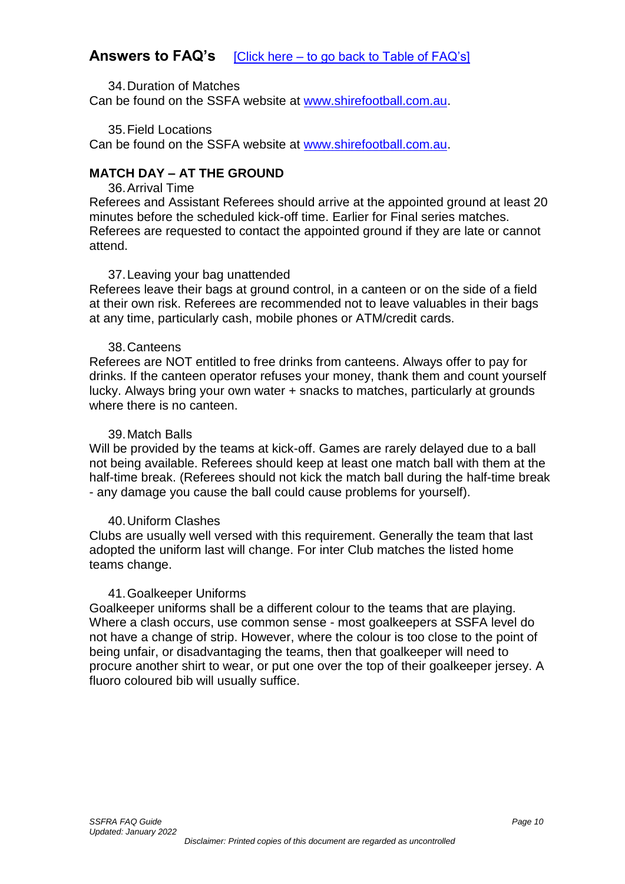## Answers to FAQ's [Click here – to go back to Table of FAQ's]

34. Duration of Matches

Can be found on the SSFA website at www.shirefootball.com.au.

35. Field Locations

Can be found on the SSFA website at www.shirefootball.com.au.

### MATCH DAY – AT THE GROUND

36. Arrival Time

Referees and Assistant Referees should arrive at the appointed ground at least 20 minutes before the scheduled kick-off time. Earlier for Final series matches. Referees are requested to contact the appointed ground if they are late or cannot attend.

37. Leaving your bag unattended

Referees leave their bags at ground control, in a canteen or on the side of a field at their own risk. Referees are recommended not to leave valuables in their bags at any time, particularly cash, mobile phones or ATM/credit cards.

38. Canteens

Referees are NOT entitled to free drinks from canteens. Always offer to pay for drinks. If the canteen operator refuses your money, thank them and count yourself lucky. Always bring your own water + snacks to matches, particularly at grounds where there is no canteen.

39. Match Balls

Will be provided by the teams at kick-off. Games are rarely delayed due to a ball not being available. Referees should keep at least one match ball with them at the half-time break. (Referees should not kick the match ball during the half-time break - any damage you cause the ball could cause problems for yourself).

40. Uniform Clashes

Clubs are usually well versed with this requirement. Generally the team that last adopted the uniform last will change. For inter Club matches the listed home teams change.

41. Goalkeeper Uniforms

Goalkeeper uniforms shall be a different colour to the teams that are playing. Where a clash occurs, use common sense - most goalkeepers at SSFA level do not have a change of strip. However, where the colour is too close to the point of being unfair, or disadvantaging the teams, then that goalkeeper will need to procure another shirt to wear, or put one over the top of their goalkeeper jersey. A fluoro coloured bib will usually suffice.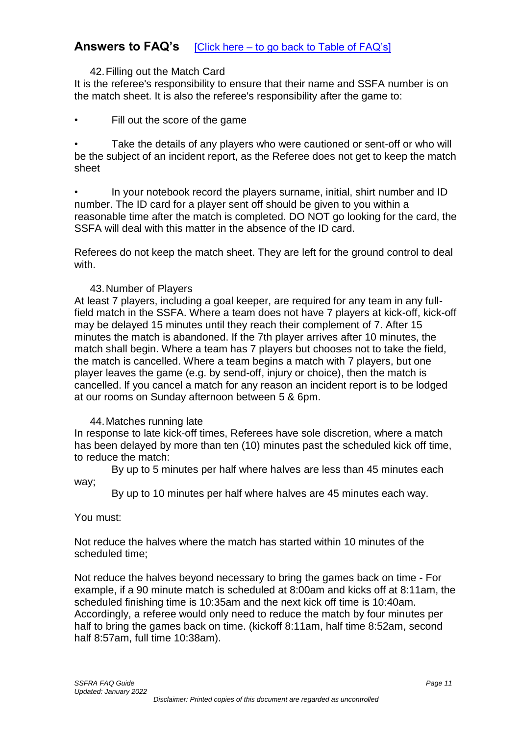## Answers to FAQ's [Click here – to go back to Table of FAQ's]

### 42. Filling out the Match Card

It is the referee's responsibility to ensure that their name and SSFA number is on the match sheet. It is also the referee's responsibility after the game to:

- Fill out the score of the game
- Take the details of any players who were cautioned or sent-off or who will be the subject of an incident report, as the Referee does not get to keep the match sheet
- In your notebook record the players surname, initial, shirt number and ID number. The ID card for a player sent off should be given to you within a reasonable time after the match is completed. DO NOT go looking for the card, the SSFA will deal with this matter in the absence of the ID card.

Referees do not keep the match sheet. They are left for the ground control to deal with.

### 43. Number of Players

At least 7 players, including a goal keeper, are required for any team in any full-field match in the SSFA. Where a team does not have 7 players at kick-off, kick-off may be delayed 15 minutes until they reach their complement of 7. After 15 minutes the match is abandoned. If the 7th player arrives after 10 minutes, the match shall begin. Where a team has 7 players but chooses not to take the field, the match is cancelled. Where a team begins a match with 7 players, but one player leaves the game (e.g. by send-off, injury or choice), then the match is cancelled. If you cancel a match for any reason an incident report is to be lodged at our rooms on Sunday afternoon between 5 & 6pm.

### 44. Matches running late

In response to late kick-off times, Referees have sole discretion, where a match has been delayed by more than ten (10) minutes past the scheduled kick off time, to reduce the match:

By up to 5 minutes per half where halves are less than 45 minutes each way;

By up to 10 minutes per half where halves are 45 minutes each way.

You must:

Not reduce the halves where the match has started within 10 minutes of the scheduled time;

Not reduce the halves beyond necessary to bring the games back on time - For example, if a 90 minute match is scheduled at 8:00am and kicks off at 8:11am, the scheduled finishing time is 10:35am and the next kick off time is 10:40am. Accordingly, a referee would only need to reduce the match by four minutes per half to bring the games back on time. (kickoff 8:11am, half time 8:52am, second half 8:57am, full time 10:38am).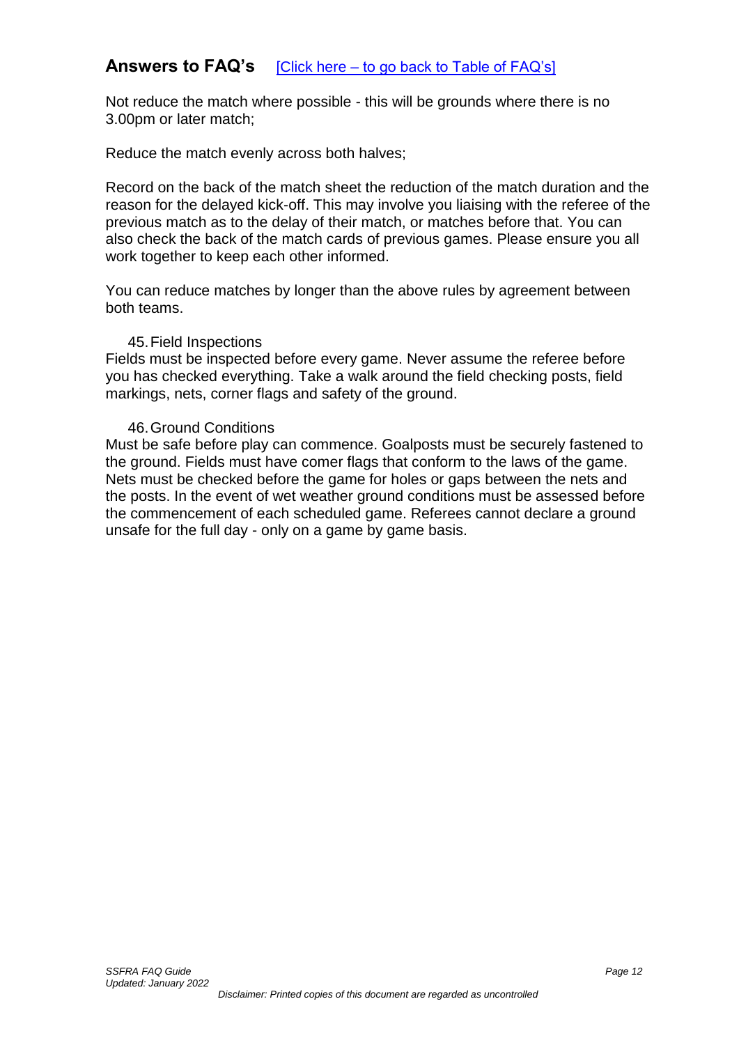## Answers to FAQ's [Click here – to go back to Table of FAQ's]

Not reduce the match where possible - this will be grounds where there is no 3.00pm or later match;

Reduce the match evenly across both halves;

Record on the back of the match sheet the reduction of the match duration and the reason for the delayed kick-off. This may involve you liaising with the referee of the previous match as to the delay of their match, or matches before that. You can also check the back of the match cards of previous games. Please ensure you all work together to keep each other informed.

You can reduce matches by longer than the above rules by agreement between both teams.

45. Field Inspections

Fields must be inspected before every game. Never assume the referee before you has checked everything. Take a walk around the field checking posts, field markings, nets, corner flags and safety of the ground.

46. Ground Conditions

Must be safe before play can commence. Goalposts must be securely fastened to the ground. Fields must have comer flags that conform to the laws of the game. Nets must be checked before the game for holes or gaps between the nets and the posts. In the event of wet weather ground conditions must be assessed before the commencement of each scheduled game. Referees cannot declare a ground unsafe for the full day - only on a game by game basis.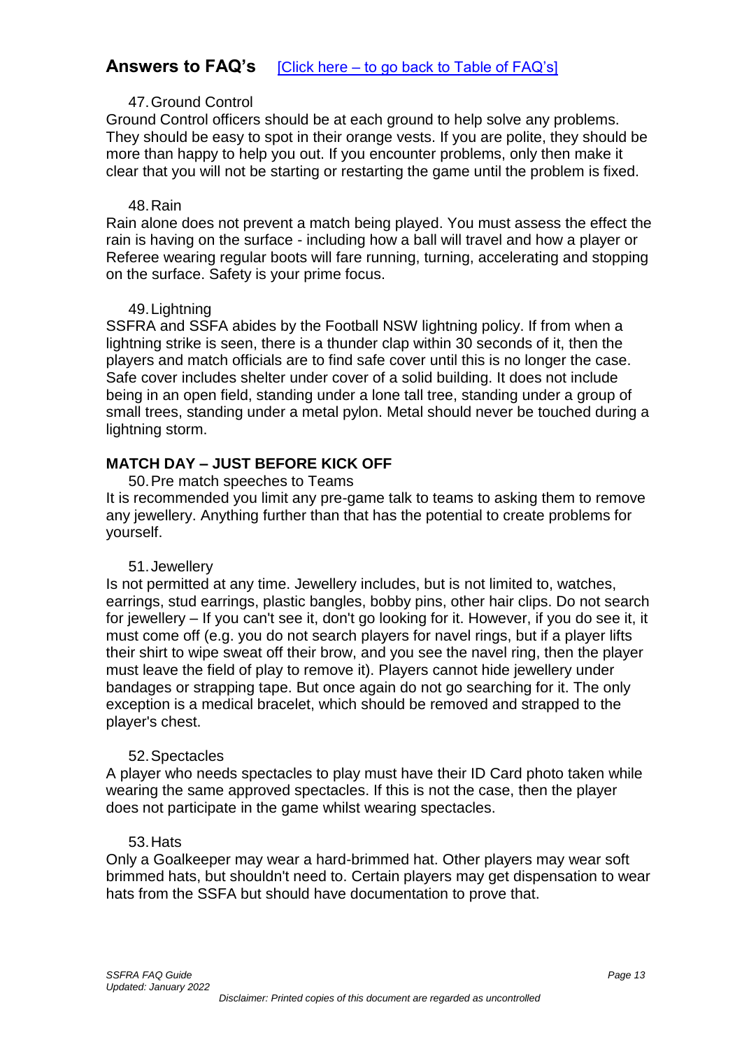## Answers to FAQ's [Click here – to go back to Table of FAQ's]

47. Ground Control

Ground Control officers should be at each ground to help solve any problems. They should be easy to spot in their orange vests. If you are polite, they should be more than happy to help you out. If you encounter problems, only then make it clear that you will not be starting or restarting the game until the problem is fixed.

48. Rain

Rain alone does not prevent a match being played. You must assess the effect the rain is having on the surface - including how a ball will travel and how a player or Referee wearing regular boots will fare running, turning, accelerating and stopping on the surface. Safety is your prime focus.

49. Lightning

SSFRA and SSFA abides by the Football NSW lightning policy. If from when a lightning strike is seen, there is a thunder clap within 30 seconds of it, then the players and match officials are to find safe cover until this is no longer the case. Safe cover includes shelter under cover of a solid building. It does not include being in an open field, standing under a lone tall tree, standing under a group of small trees, standing under a metal pylon. Metal should never be touched during a lightning storm.

### MATCH DAY – JUST BEFORE KICK OFF

50. Pre match speeches to Teams

It is recommended you limit any pre-game talk to teams to asking them to remove any jewellery. Anything further than that has the potential to create problems for yourself.

51. Jewellery

Is not permitted at any time. Jewellery includes, but is not limited to, watches, earrings, stud earrings, plastic bangles, bobby pins, other hair clips. Do not search for jewellery – If you can't see it, don't go looking for it. However, if you do see it, it must come off (e.g. you do not search players for navel rings, but if a player lifts their shirt to wipe sweat off their brow, and you see the navel ring, then the player must leave the field of play to remove it). Players cannot hide jewellery under bandages or strapping tape. But once again do not go searching for it. The only exception is a medical bracelet, which should be removed and strapped to the player's chest.

52. Spectacles

A player who needs spectacles to play must have their ID Card photo taken while wearing the same approved spectacles. If this is not the case, then the player does not participate in the game whilst wearing spectacles.

53. Hats

Only a Goalkeeper may wear a hard-brimmed hat. Other players may wear soft brimmed hats, but shouldn't need to. Certain players may get dispensation to wear hats from the SSFA but should have documentation to prove that.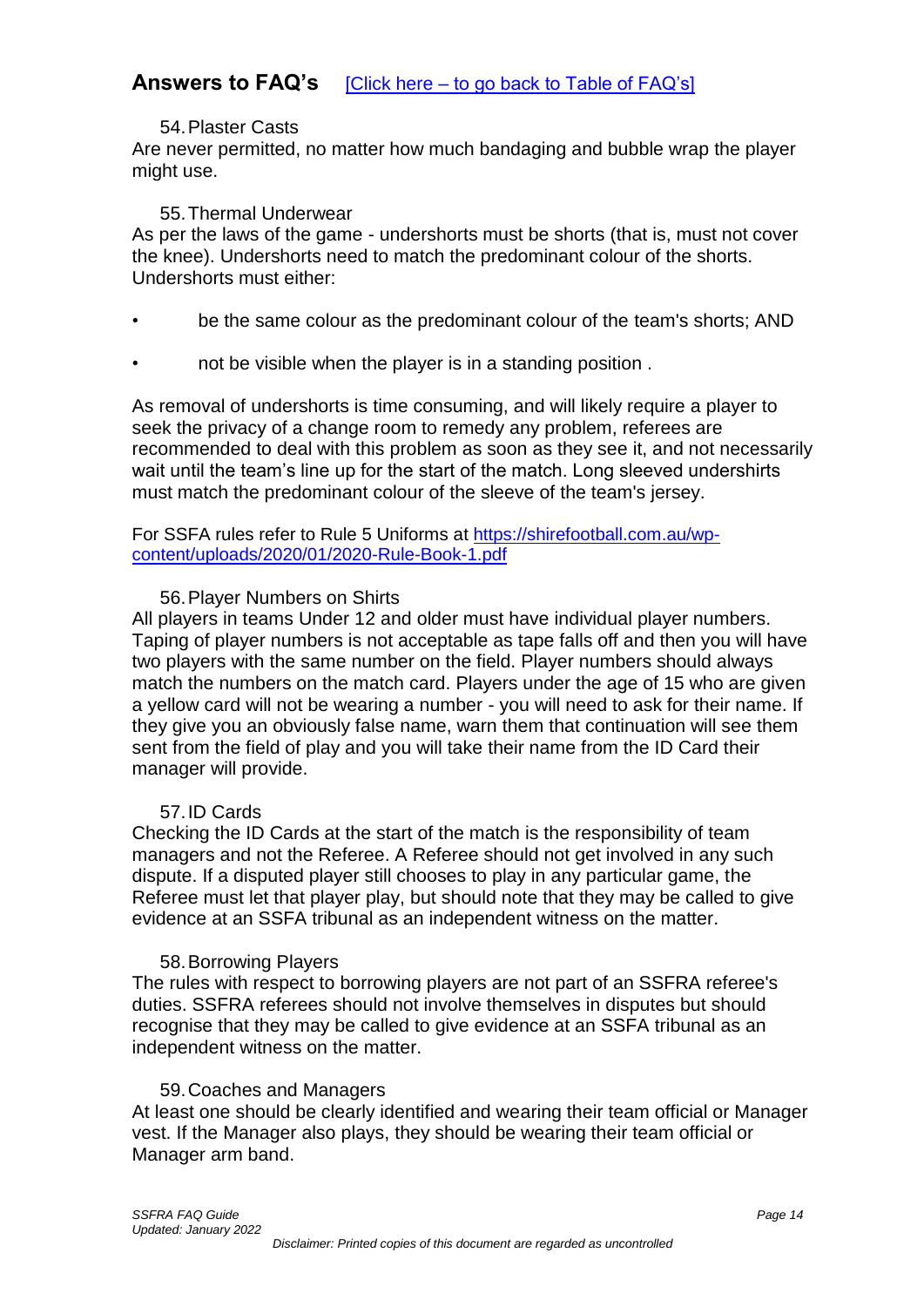## Answers to FAQ's [Click here – to go back to Table of FAQ's]

54. Plaster Casts

Are never permitted, no matter how much bandaging and bubble wrap the player might use.

55. Thermal Underwear

As per the laws of the game - undershorts must be shorts (that is, must not cover the knee). Undershorts need to match the predominant colour of the shorts. Undershorts must either:

- be the same colour as the predominant colour of the team's shorts; AND
- not be visible when the player is in a standing position .

As removal of undershorts is time consuming, and will likely require a player to seek the privacy of a change room to remedy any problem, referees are recommended to deal with this problem as soon as they see it, and not necessarily wait until the team's line up for the start of the match. Long sleeved undershirts must match the predominant colour of the sleeve of the team's jersey.

For SSFA rules refer to Rule 5 Uniforms at https://shirefootball.com.au/wp-content/uploads/2020/01/2020-Rule-Book-1.pdf

56. Player Numbers on Shirts

All players in teams Under 12 and older must have individual player numbers. Taping of player numbers is not acceptable as tape falls off and then you will have two players with the same number on the field. Player numbers should always match the numbers on the match card. Players under the age of 15 who are given a yellow card will not be wearing a number - you will need to ask for their name. If they give you an obviously false name, warn them that continuation will see them sent from the field of play and you will take their name from the ID Card their manager will provide.

57. ID Cards

Checking the ID Cards at the start of the match is the responsibility of team managers and not the Referee. A Referee should not get involved in any such dispute. If a disputed player still chooses to play in any particular game, the Referee must let that player play, but should note that they may be called to give evidence at an SSFA tribunal as an independent witness on the matter.

58. Borrowing Players

The rules with respect to borrowing players are not part of an SSFRA referee's duties. SSFRA referees should not involve themselves in disputes but should recognise that they may be called to give evidence at an SSFA tribunal as an independent witness on the matter.

59. Coaches and Managers

At least one should be clearly identified and wearing their team official or Manager vest. If the Manager also plays, they should be wearing their team official or Manager arm band.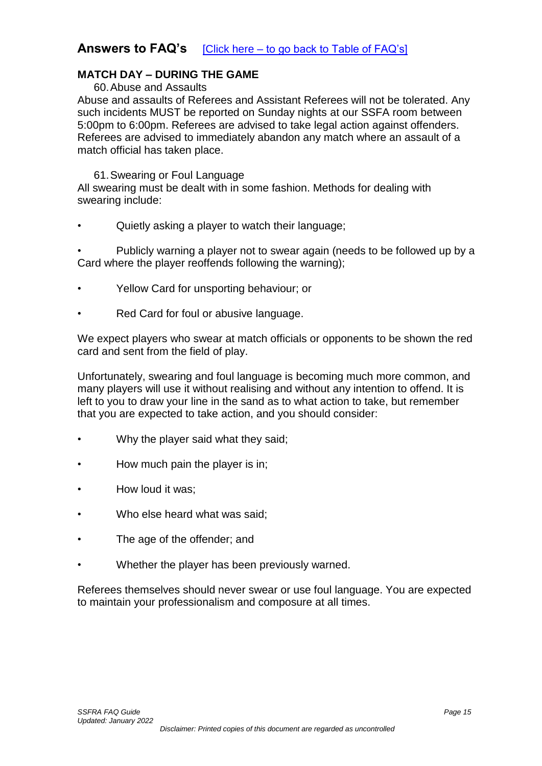## Answers to FAQ's [Click here – to go back to Table of FAQ's]

### MATCH DAY – DURING THE GAME

60. Abuse and Assaults

Abuse and assaults of Referees and Assistant Referees will not be tolerated. Any such incidents MUST be reported on Sunday nights at our SSFA room between 5:00pm to 6:00pm. Referees are advised to take legal action against offenders. Referees are advised to immediately abandon any match where an assault of a match official has taken place.

61. Swearing or Foul Language

All swearing must be dealt with in some fashion. Methods for dealing with swearing include:

- Quietly asking a player to watch their language;
- Publicly warning a player not to swear again (needs to be followed up by a Card where the player reoffends following the warning);
- Yellow Card for unsporting behaviour; or
- Red Card for foul or abusive language.

We expect players who swear at match officials or opponents to be shown the red card and sent from the field of play.

Unfortunately, swearing and foul language is becoming much more common, and many players will use it without realising and without any intention to offend. It is left to you to draw your line in the sand as to what action to take, but remember that you are expected to take action, and you should consider:

- Why the player said what they said;
- How much pain the player is in;
- How loud it was;
- Who else heard what was said;
- The age of the offender; and
- Whether the player has been previously warned.

Referees themselves should never swear or use foul language. You are expected to maintain your professionalism and composure at all times.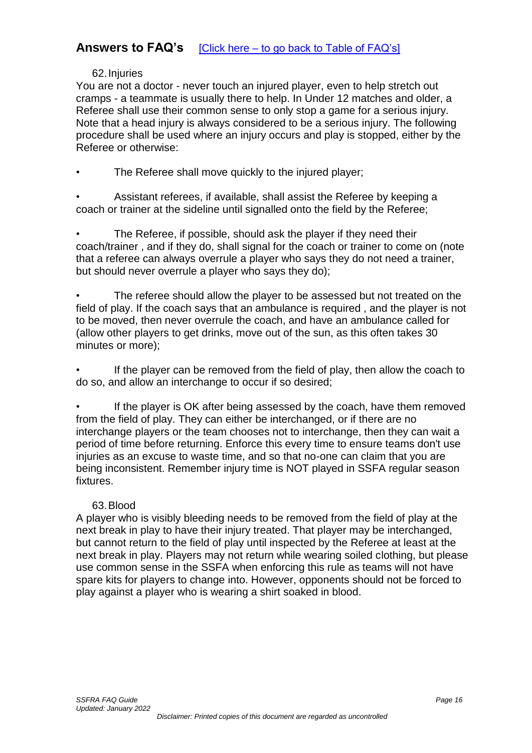## Answers to FAQ's [Click here – to go back to Table of FAQ's]

### 62. Injuries

You are not a doctor - never touch an injured player, even to help stretch out cramps - a teammate is usually there to help. In Under 12 matches and older, a Referee shall use their common sense to only stop a game for a serious injury. Note that a head injury is always considered to be a serious injury. The following procedure shall be used where an injury occurs and play is stopped, either by the Referee or otherwise:

- The Referee shall move quickly to the injured player;
- Assistant referees, if available, shall assist the Referee by keeping a coach or trainer at the sideline until signalled onto the field by the Referee;
- The Referee, if possible, should ask the player if they need their coach/trainer , and if they do, shall signal for the coach or trainer to come on (note that a referee can always overrule a player who says they do not need a trainer, but should never overrule a player who says they do);
- The referee should allow the player to be assessed but not treated on the field of play. If the coach says that an ambulance is required , and the player is not to be moved, then never overrule the coach, and have an ambulance called for (allow other players to get drinks, move out of the sun, as this often takes 30 minutes or more);
- If the player can be removed from the field of play, then allow the coach to do so, and allow an interchange to occur if so desired;
- If the player is OK after being assessed by the coach, have them removed from the field of play. They can either be interchanged, or if there are no interchange players or the team chooses not to interchange, then they can wait a period of time before returning. Enforce this every time to ensure teams don't use injuries as an excuse to waste time, and so that no-one can claim that you are being inconsistent. Remember injury time is NOT played in SSFA regular season fixtures.

### 63. Blood

A player who is visibly bleeding needs to be removed from the field of play at the next break in play to have their injury treated. That player may be interchanged, but cannot return to the field of play until inspected by the Referee at least at the next break in play. Players may not return while wearing soiled clothing, but please use common sense in the SSFA when enforcing this rule as teams will not have spare kits for players to change into. However, opponents should not be forced to play against a player who is wearing a shirt soaked in blood.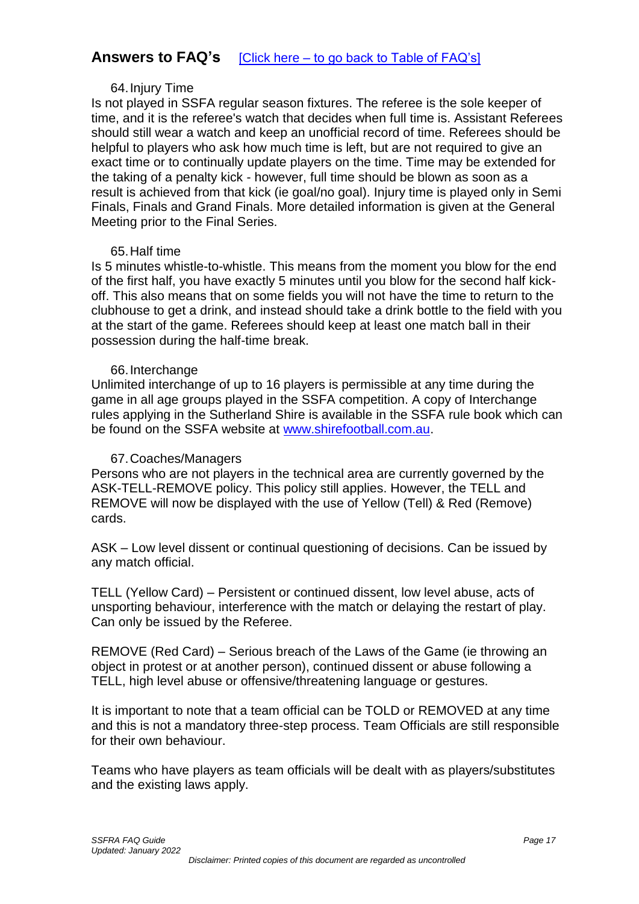## Answers to FAQ's [Click here – to go back to Table of FAQ's]

64. Injury Time

Is not played in SSFA regular season fixtures. The referee is the sole keeper of time, and it is the referee's watch that decides when full time is. Assistant Referees should still wear a watch and keep an unofficial record of time. Referees should be helpful to players who ask how much time is left, but are not required to give an exact time or to continually update players on the time. Time may be extended for the taking of a penalty kick - however, full time should be blown as soon as a result is achieved from that kick (ie goal/no goal). Injury time is played only in Semi Finals, Finals and Grand Finals. More detailed information is given at the General Meeting prior to the Final Series.

65. Half time

Is 5 minutes whistle-to-whistle. This means from the moment you blow for the end of the first half, you have exactly 5 minutes until you blow for the second half kick-off. This also means that on some fields you will not have the time to return to the clubhouse to get a drink, and instead should take a drink bottle to the field with you at the start of the game. Referees should keep at least one match ball in their possession during the half-time break.

66. Interchange

Unlimited interchange of up to 16 players is permissible at any time during the game in all age groups played in the SSFA competition. A copy of Interchange rules applying in the Sutherland Shire is available in the SSFA rule book which can be found on the SSFA website at www.shirefootball.com.au.

67. Coaches/Managers

Persons who are not players in the technical area are currently governed by the ASK-TELL-REMOVE policy. This policy still applies. However, the TELL and REMOVE will now be displayed with the use of Yellow (Tell) & Red (Remove) cards.

ASK – Low level dissent or continual questioning of decisions. Can be issued by any match official.

TELL (Yellow Card) – Persistent or continued dissent, low level abuse, acts of unsporting behaviour, interference with the match or delaying the restart of play. Can only be issued by the Referee.

REMOVE (Red Card) – Serious breach of the Laws of the Game (ie throwing an object in protest or at another person), continued dissent or abuse following a TELL, high level abuse or offensive/threatening language or gestures.

It is important to note that a team official can be TOLD or REMOVED at any time and this is not a mandatory three-step process. Team Officials are still responsible for their own behaviour.

Teams who have players as team officials will be dealt with as players/substitutes and the existing laws apply.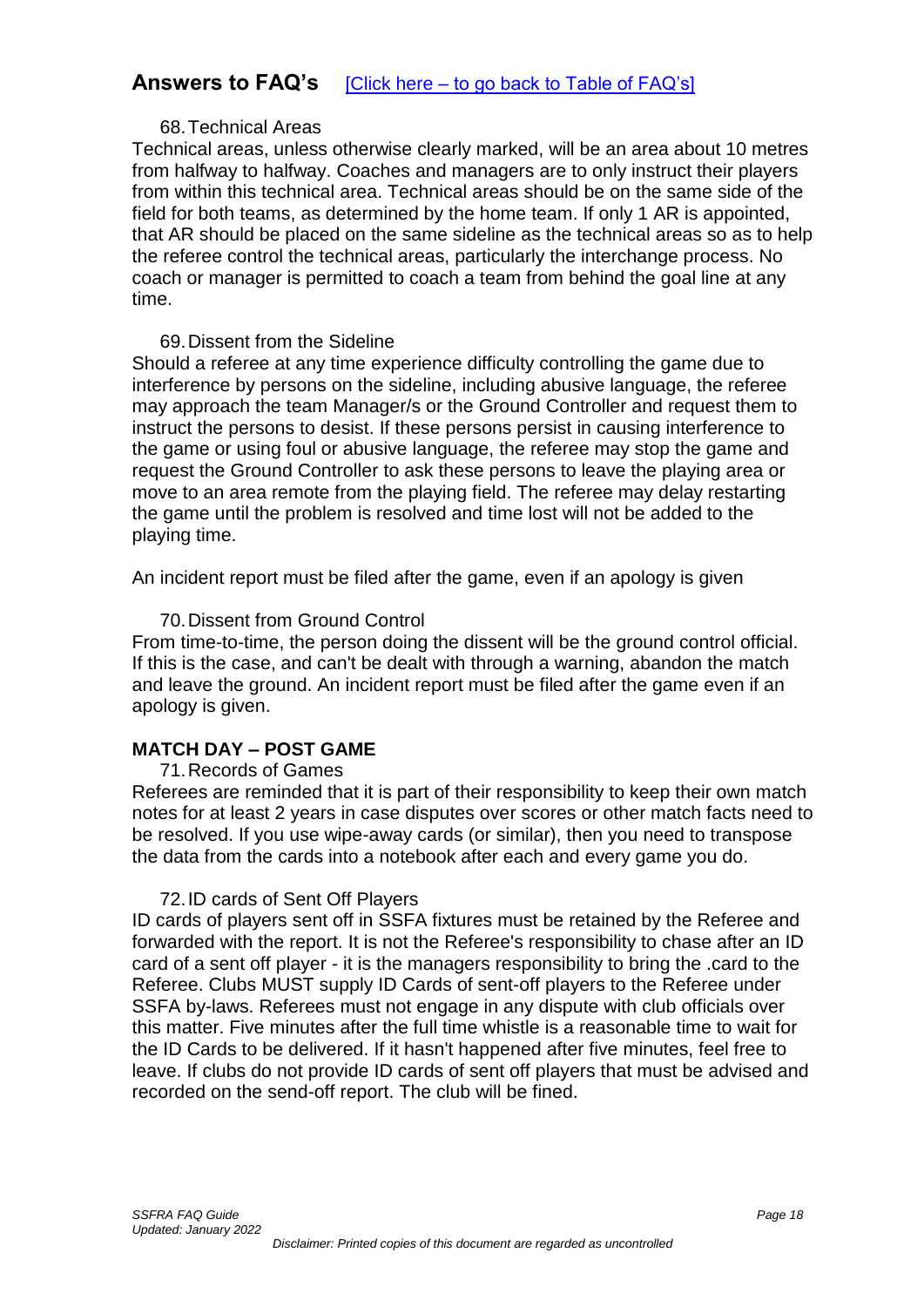## Answers to FAQ's [Click here – to go back to Table of FAQ's]

68. Technical Areas

Technical areas, unless otherwise clearly marked, will be an area about 10 metres from halfway to halfway. Coaches and managers are to only instruct their players from within this technical area. Technical areas should be on the same side of the field for both teams, as determined by the home team. If only 1 AR is appointed, that AR should be placed on the same sideline as the technical areas so as to help the referee control the technical areas, particularly the interchange process. No coach or manager is permitted to coach a team from behind the goal line at any time.

69. Dissent from the Sideline

Should a referee at any time experience difficulty controlling the game due to interference by persons on the sideline, including abusive language, the referee may approach the team Manager/s or the Ground Controller and request them to instruct the persons to desist. If these persons persist in causing interference to the game or using foul or abusive language, the referee may stop the game and request the Ground Controller to ask these persons to leave the playing area or move to an area remote from the playing field. The referee may delay restarting the game until the problem is resolved and time lost will not be added to the playing time.

An incident report must be filed after the game, even if an apology is given

70. Dissent from Ground Control

From time-to-time, the person doing the dissent will be the ground control official. If this is the case, and can't be dealt with through a warning, abandon the match and leave the ground. An incident report must be filed after the game even if an apology is given.

### MATCH DAY – POST GAME

71. Records of Games

Referees are reminded that it is part of their responsibility to keep their own match notes for at least 2 years in case disputes over scores or other match facts need to be resolved. If you use wipe-away cards (or similar), then you need to transpose the data from the cards into a notebook after each and every game you do.

72. ID cards of Sent Off Players

ID cards of players sent off in SSFA fixtures must be retained by the Referee and forwarded with the report. It is not the Referee's responsibility to chase after an ID card of a sent off player - it is the managers responsibility to bring the .card to the Referee. Clubs MUST supply ID Cards of sent-off players to the Referee under SSFA by-laws. Referees must not engage in any dispute with club officials over this matter. Five minutes after the full time whistle is a reasonable time to wait for the ID Cards to be delivered. If it hasn't happened after five minutes, feel free to leave. If clubs do not provide ID cards of sent off players that must be advised and recorded on the send-off report. The club will be fined.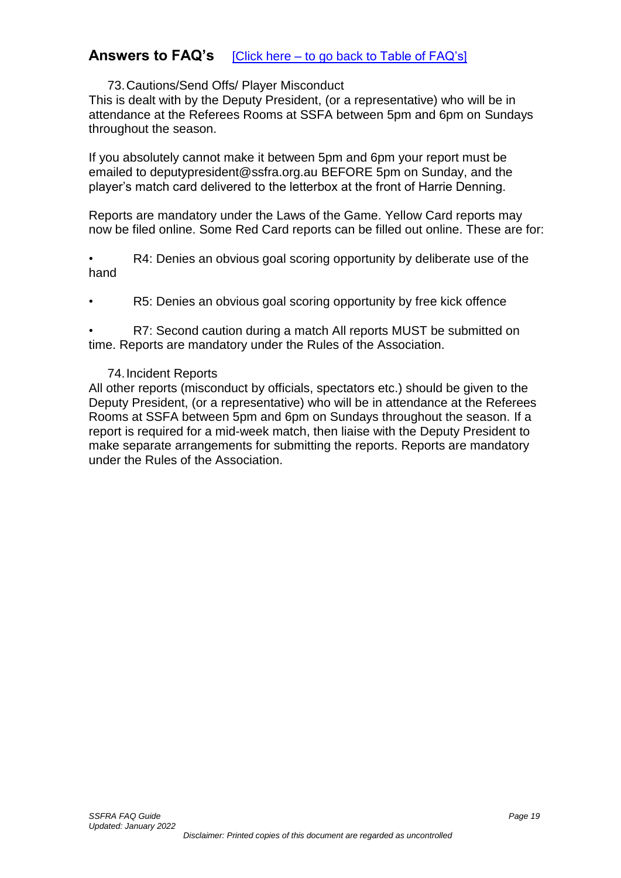## Answers to FAQ's [Click here – to go back to Table of FAQ's]

73. Cautions/Send Offs/ Player Misconduct

This is dealt with by the Deputy President, (or a representative) who will be in attendance at the Referees Rooms at SSFA between 5pm and 6pm on Sundays throughout the season.

If you absolutely cannot make it between 5pm and 6pm your report must be emailed to deputypresident@ssfra.org.au BEFORE 5pm on Sunday, and the player's match card delivered to the letterbox at the front of Harrie Denning.

Reports are mandatory under the Laws of the Game. Yellow Card reports may now be filed online. Some Red Card reports can be filled out online. These are for:

- R4: Denies an obvious goal scoring opportunity by deliberate use of the hand
- R5: Denies an obvious goal scoring opportunity by free kick offence
- R7: Second caution during a match All reports MUST be submitted on time. Reports are mandatory under the Rules of the Association.

74. Incident Reports

All other reports (misconduct by officials, spectators etc.) should be given to the Deputy President, (or a representative) who will be in attendance at the Referees Rooms at SSFA between 5pm and 6pm on Sundays throughout the season. If a report is required for a mid-week match, then liaise with the Deputy President to make separate arrangements for submitting the reports. Reports are mandatory under the Rules of the Association.